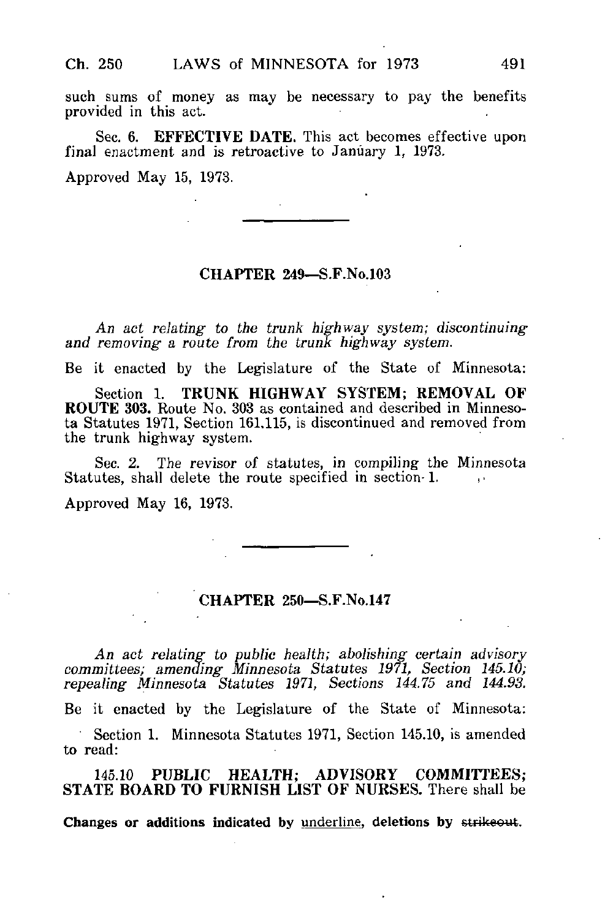such sums of money as may be necessary to pay the benefits provided in this act.

Sec. 6. **EFFECTIVE DATE.** This act becomes effective upon final enactment and is retroactive to January 1, 1973.

Approved May 15, 1973.

---

## CHAPTER 249—S.F.No.103

*An act relating to the trunk highway system; discontinuing and removing a route from the trunk highway system.*

Be it enacted by the Legislature of the State of Minnesota:

Section 1. **TRUNK HIGHWAY SYSTEM; REMOVAL OF ROUTE 303.** Route No. 303 as contained and described in Minnesota Statutes 1971, Section 161.115, is discontinued and removed from the trunk highway system.

Sec. 2. The revisor of statutes, in compiling the Minnesota Statutes, shall delete the route specified in section 1.

Approved May 16, 1973.

---

## CHAPTER 250—S.F.No.147

*An act relating to public health; abolishing certain advisory committees; amending Minnesota Statutes 1971, Section 145.10; repealing Minnesota Statutes 1971, Sections 144.75 and 144.93.*

Be it enacted by the Legislature of the State of Minnesota:

Section 1. Minnesota Statutes 1971, Section 145.10, is amended to read:

145.10 **PUBLIC HEALTH; ADVISORY COMMITTEES; STATE BOARD TO FURNISH LIST OF NURSES.** There shall be

**Changes or additions indicated by underline, deletions by ~~strikeout~~.**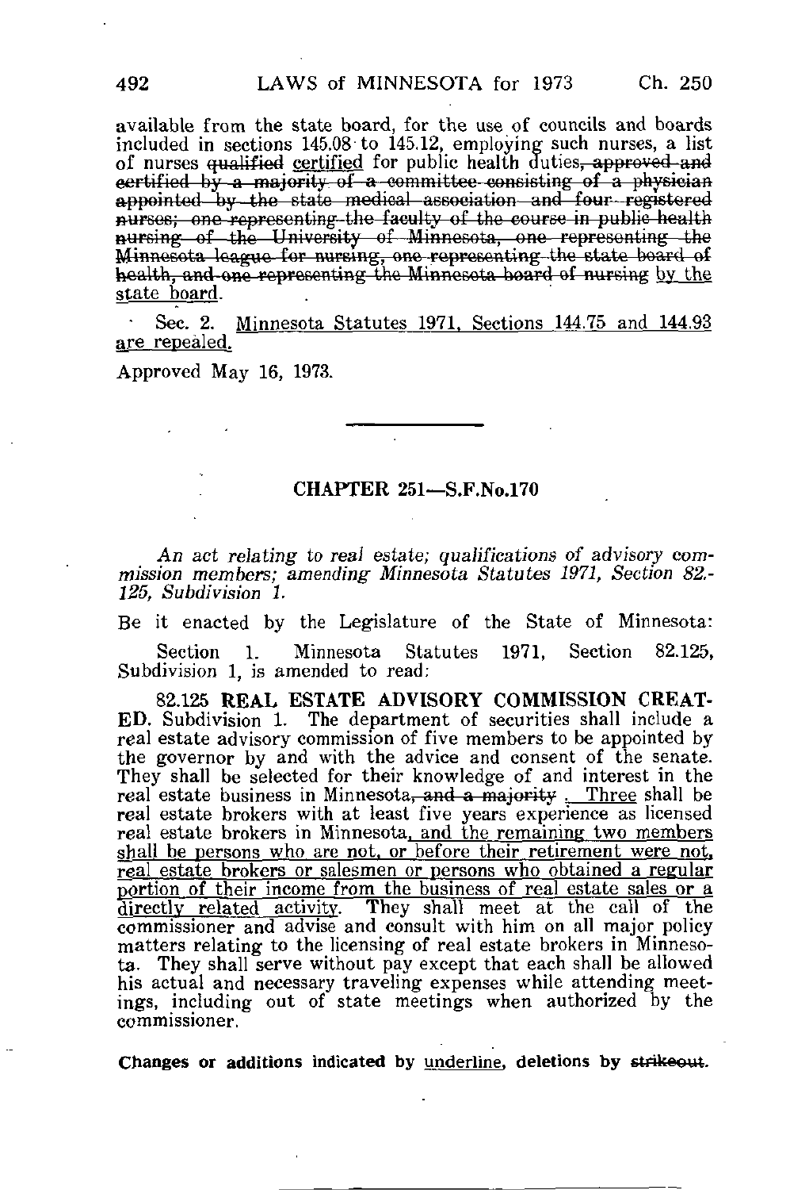available from the state board, for the use of councils and boards included in sections 145.08 to 145.12, employing such nurses, a list of nurses ~~qualified~~ <u>certified</u> for public health duties~~, approved and certified by a majority of a committee consisting of a physician appointed by the state medical association and four registered nurses; one representing the faculty of the course in public health nursing of the University of Minnesota, one representing the Minnesota league for nursing, one representing the state board of health, and one representing the Minnesota board of nursing~~ <u>by the state board</u>.

Sec. 2. <u>Minnesota Statutes 1971, Sections 144.75 and 144.93 are repealed.</u>

Approved May 16, 1973.

## CHAPTER 251—S.F.No.170

*An act relating to real estate; qualifications of advisory commission members; amending Minnesota Statutes 1971, Section 82.125, Subdivision 1.*

Be it enacted by the Legislature of the State of Minnesota:

Section 1. Minnesota Statutes 1971, Section 82.125, Subdivision 1, is amended to read:

82.125 **REAL ESTATE ADVISORY COMMISSION CREATED.** Subdivision 1. The department of securities shall include a real estate advisory commission of five members to be appointed by the governor by and with the advice and consent of the senate. They shall be selected for their knowledge of and interest in the real estate business in Minnesota~~, and a majority~~ <u>. Three</u> shall be real estate brokers with at least five years experience as licensed real estate brokers in Minnesota<u>, and the remaining two members shall be persons who are not, or before their retirement were not, real estate brokers or salesmen or persons who obtained a regular portion of their income from the business of real estate sales or a directly related activity</u>. They shall meet at the call of the commissioner and advise and consult with him on all major policy matters relating to the licensing of real estate brokers in Minnesota. They shall serve without pay except that each shall be allowed his actual and necessary traveling expenses while attending meetings, including out of state meetings when authorized by the commissioner.

**Changes or additions indicated by <u>underline</u>, deletions by ~~strikeout~~.**